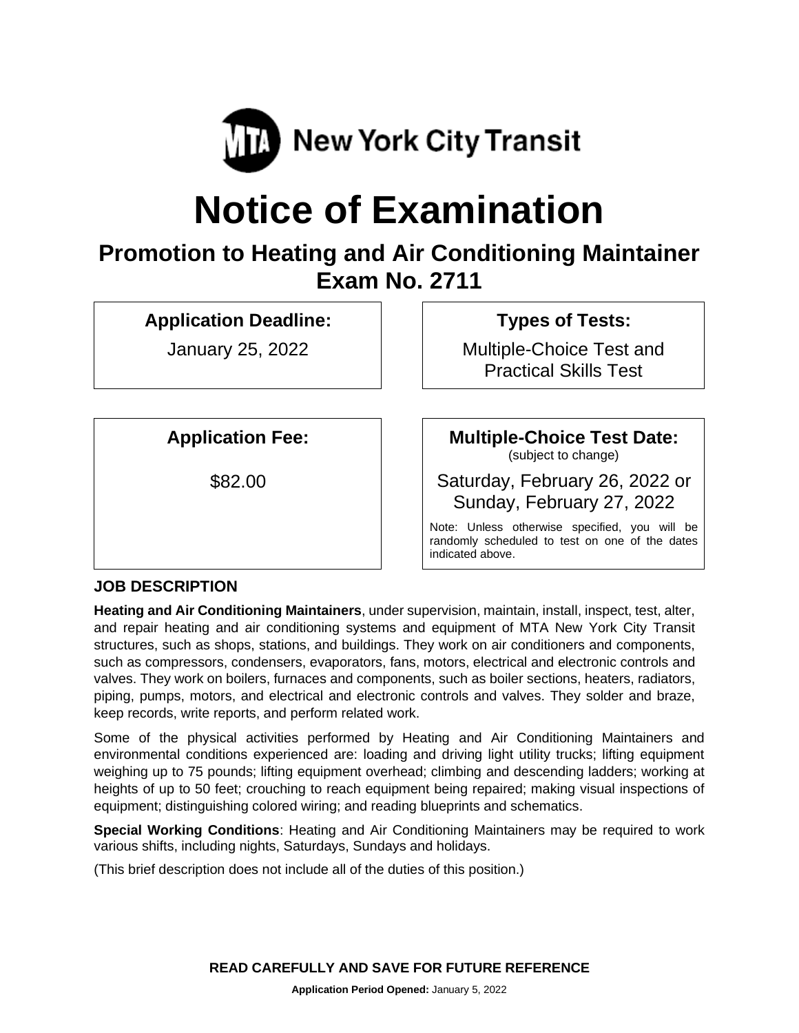MTA New York City Transit

# Notice of Examination

## Promotion to Heating and Air Conditioning Maintainer
## Exam No. 2711

**Application Deadline:**

January 25, 2022

**Types of Tests:**

Multiple-Choice Test and Practical Skills Test

**Application Fee:**

$82.00

**Multiple-Choice Test Date:**
(subject to change)

Saturday, February 26, 2022 or Sunday, February 27, 2022

Note: Unless otherwise specified, you will be randomly scheduled to test on one of the dates indicated above.

### JOB DESCRIPTION

**Heating and Air Conditioning Maintainers**, under supervision, maintain, install, inspect, test, alter, and repair heating and air conditioning systems and equipment of MTA New York City Transit structures, such as shops, stations, and buildings. They work on air conditioners and components, such as compressors, condensers, evaporators, fans, motors, electrical and electronic controls and valves. They work on boilers, furnaces and components, such as boiler sections, heaters, radiators, piping, pumps, motors, and electrical and electronic controls and valves. They solder and braze, keep records, write reports, and perform related work.

Some of the physical activities performed by Heating and Air Conditioning Maintainers and environmental conditions experienced are: loading and driving light utility trucks; lifting equipment weighing up to 75 pounds; lifting equipment overhead; climbing and descending ladders; working at heights of up to 50 feet; crouching to reach equipment being repaired; making visual inspections of equipment; distinguishing colored wiring; and reading blueprints and schematics.

**Special Working Conditions**: Heating and Air Conditioning Maintainers may be required to work various shifts, including nights, Saturdays, Sundays and holidays.

(This brief description does not include all of the duties of this position.)

**READ CAREFULLY AND SAVE FOR FUTURE REFERENCE**

**Application Period Opened:** January 5, 2022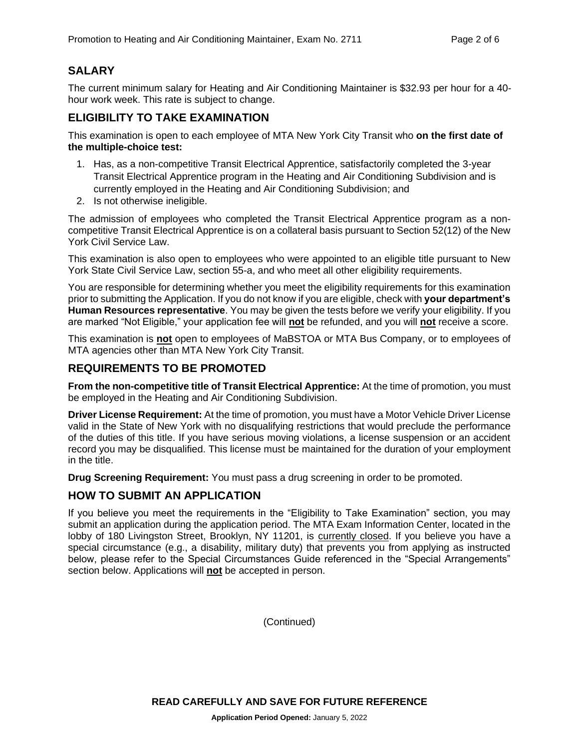## SALARY

The current minimum salary for Heating and Air Conditioning Maintainer is $32.93 per hour for a 40-hour work week. This rate is subject to change.

## ELIGIBILITY TO TAKE EXAMINATION

This examination is open to each employee of MTA New York City Transit who **on the first date of the multiple-choice test:**

1. Has, as a non-competitive Transit Electrical Apprentice, satisfactorily completed the 3-year Transit Electrical Apprentice program in the Heating and Air Conditioning Subdivision and is currently employed in the Heating and Air Conditioning Subdivision; and
2. Is not otherwise ineligible.

The admission of employees who completed the Transit Electrical Apprentice program as a non-competitive Transit Electrical Apprentice is on a collateral basis pursuant to Section 52(12) of the New York Civil Service Law.

This examination is also open to employees who were appointed to an eligible title pursuant to New York State Civil Service Law, section 55-a, and who meet all other eligibility requirements.

You are responsible for determining whether you meet the eligibility requirements for this examination prior to submitting the Application. If you do not know if you are eligible, check with **your department's Human Resources representative**. You may be given the tests before we verify your eligibility. If you are marked "Not Eligible," your application fee will **not** be refunded, and you will **not** receive a score.

This examination is **not** open to employees of MaBSTOA or MTA Bus Company, or to employees of MTA agencies other than MTA New York City Transit.

## REQUIREMENTS TO BE PROMOTED

**From the non-competitive title of Transit Electrical Apprentice:** At the time of promotion, you must be employed in the Heating and Air Conditioning Subdivision.

**Driver License Requirement:** At the time of promotion, you must have a Motor Vehicle Driver License valid in the State of New York with no disqualifying restrictions that would preclude the performance of the duties of this title. If you have serious moving violations, a license suspension or an accident record you may be disqualified. This license must be maintained for the duration of your employment in the title.

**Drug Screening Requirement:** You must pass a drug screening in order to be promoted.

## HOW TO SUBMIT AN APPLICATION

If you believe you meet the requirements in the "Eligibility to Take Examination" section, you may submit an application during the application period. The MTA Exam Information Center, located in the lobby of 180 Livingston Street, Brooklyn, NY 11201, is currently closed. If you believe you have a special circumstance (e.g., a disability, military duty) that prevents you from applying as instructed below, please refer to the Special Circumstances Guide referenced in the "Special Arrangements" section below. Applications will **not** be accepted in person.

(Continued)

**READ CAREFULLY AND SAVE FOR FUTURE REFERENCE**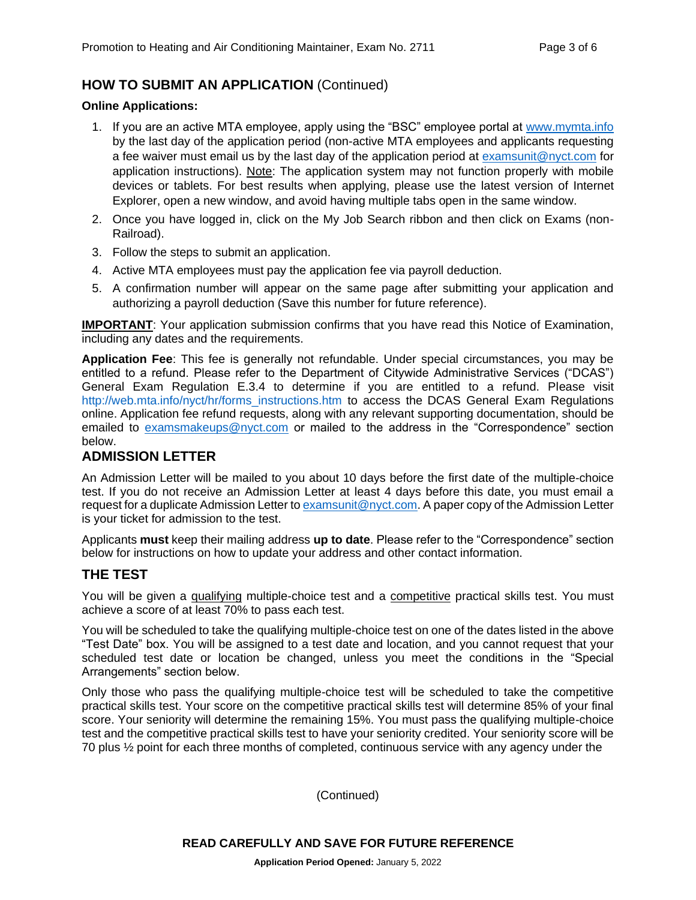## HOW TO SUBMIT AN APPLICATION (Continued)

**Online Applications:**

1. If you are an active MTA employee, apply using the "BSC" employee portal at www.mymta.info by the last day of the application period (non-active MTA employees and applicants requesting a fee waiver must email us by the last day of the application period at examsunit@nyct.com for application instructions). Note: The application system may not function properly with mobile devices or tablets. For best results when applying, please use the latest version of Internet Explorer, open a new window, and avoid having multiple tabs open in the same window.
2. Once you have logged in, click on the My Job Search ribbon and then click on Exams (non-Railroad).
3. Follow the steps to submit an application.
4. Active MTA employees must pay the application fee via payroll deduction.
5. A confirmation number will appear on the same page after submitting your application and authorizing a payroll deduction (Save this number for future reference).

**IMPORTANT**: Your application submission confirms that you have read this Notice of Examination, including any dates and the requirements.

**Application Fee**: This fee is generally not refundable. Under special circumstances, you may be entitled to a refund. Please refer to the Department of Citywide Administrative Services ("DCAS") General Exam Regulation E.3.4 to determine if you are entitled to a refund. Please visit http://web.mta.info/nyct/hr/forms_instructions.htm to access the DCAS General Exam Regulations online. Application fee refund requests, along with any relevant supporting documentation, should be emailed to examsmakeups@nyct.com or mailed to the address in the "Correspondence" section below.

## ADMISSION LETTER

An Admission Letter will be mailed to you about 10 days before the first date of the multiple-choice test. If you do not receive an Admission Letter at least 4 days before this date, you must email a request for a duplicate Admission Letter to examsunit@nyct.com. A paper copy of the Admission Letter is your ticket for admission to the test.

Applicants **must** keep their mailing address **up to date**. Please refer to the "Correspondence" section below for instructions on how to update your address and other contact information.

## THE TEST

You will be given a qualifying multiple-choice test and a competitive practical skills test. You must achieve a score of at least 70% to pass each test.

You will be scheduled to take the qualifying multiple-choice test on one of the dates listed in the above "Test Date" box. You will be assigned to a test date and location, and you cannot request that your scheduled test date or location be changed, unless you meet the conditions in the "Special Arrangements" section below.

Only those who pass the qualifying multiple-choice test will be scheduled to take the competitive practical skills test. Your score on the competitive practical skills test will determine 85% of your final score. Your seniority will determine the remaining 15%. You must pass the qualifying multiple-choice test and the competitive practical skills test to have your seniority credited. Your seniority score will be 70 plus ½ point for each three months of completed, continuous service with any agency under the

(Continued)

**READ CAREFULLY AND SAVE FOR FUTURE REFERENCE**

**Application Period Opened:** January 5, 2022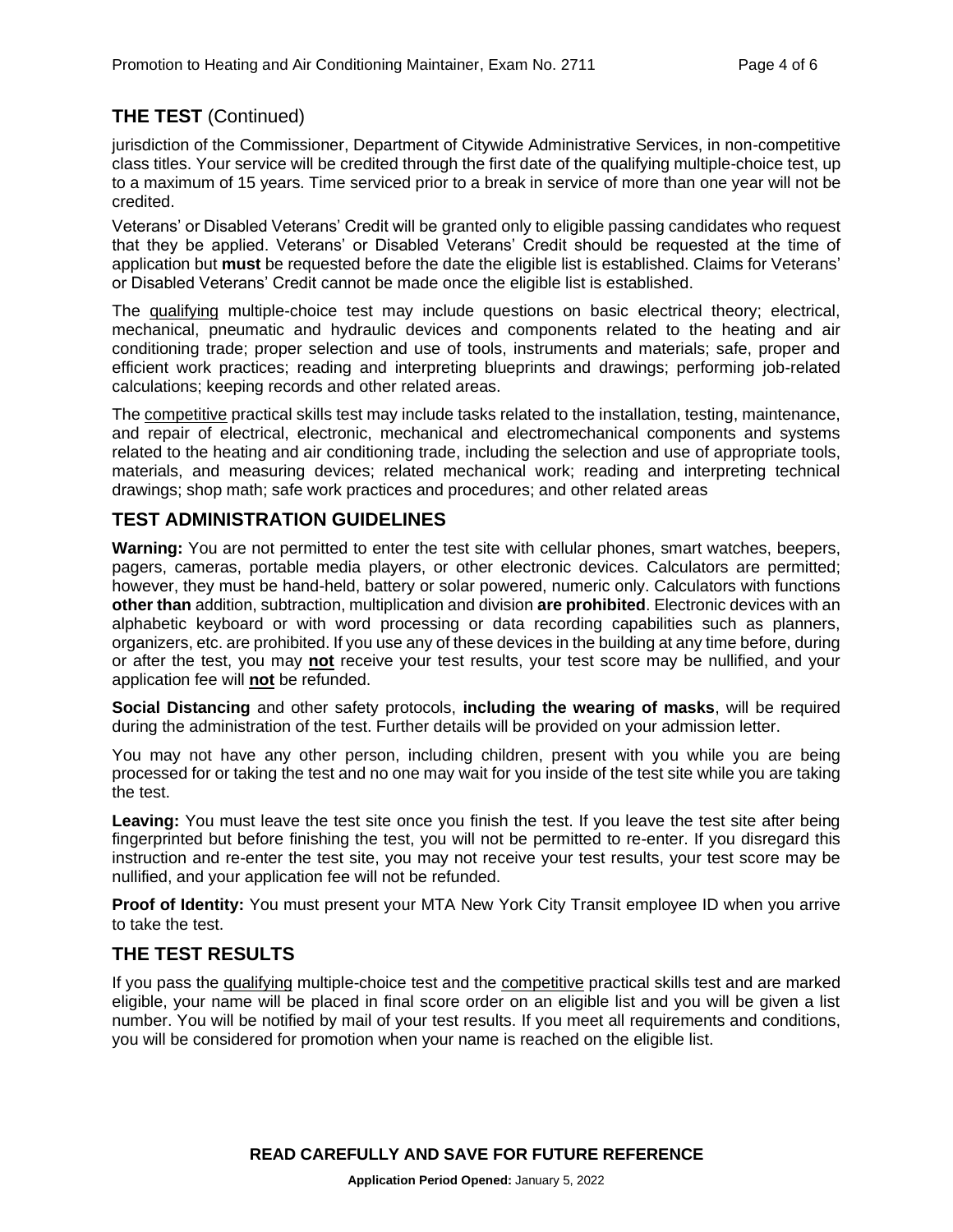## THE TEST (Continued)

jurisdiction of the Commissioner, Department of Citywide Administrative Services, in non-competitive class titles. Your service will be credited through the first date of the qualifying multiple-choice test, up to a maximum of 15 years. Time serviced prior to a break in service of more than one year will not be credited.

Veterans' or Disabled Veterans' Credit will be granted only to eligible passing candidates who request that they be applied. Veterans' or Disabled Veterans' Credit should be requested at the time of application but **must** be requested before the date the eligible list is established. Claims for Veterans' or Disabled Veterans' Credit cannot be made once the eligible list is established.

The qualifying multiple-choice test may include questions on basic electrical theory; electrical, mechanical, pneumatic and hydraulic devices and components related to the heating and air conditioning trade; proper selection and use of tools, instruments and materials; safe, proper and efficient work practices; reading and interpreting blueprints and drawings; performing job-related calculations; keeping records and other related areas.

The competitive practical skills test may include tasks related to the installation, testing, maintenance, and repair of electrical, electronic, mechanical and electromechanical components and systems related to the heating and air conditioning trade, including the selection and use of appropriate tools, materials, and measuring devices; related mechanical work; reading and interpreting technical drawings; shop math; safe work practices and procedures; and other related areas

## TEST ADMINISTRATION GUIDELINES

**Warning:** You are not permitted to enter the test site with cellular phones, smart watches, beepers, pagers, cameras, portable media players, or other electronic devices. Calculators are permitted; however, they must be hand-held, battery or solar powered, numeric only. Calculators with functions **other than** addition, subtraction, multiplication and division **are prohibited**. Electronic devices with an alphabetic keyboard or with word processing or data recording capabilities such as planners, organizers, etc. are prohibited. If you use any of these devices in the building at any time before, during or after the test, you may **not** receive your test results, your test score may be nullified, and your application fee will **not** be refunded.

**Social Distancing** and other safety protocols, **including the wearing of masks**, will be required during the administration of the test. Further details will be provided on your admission letter.

You may not have any other person, including children, present with you while you are being processed for or taking the test and no one may wait for you inside of the test site while you are taking the test.

**Leaving:** You must leave the test site once you finish the test. If you leave the test site after being fingerprinted but before finishing the test, you will not be permitted to re-enter. If you disregard this instruction and re-enter the test site, you may not receive your test results, your test score may be nullified, and your application fee will not be refunded.

**Proof of Identity:** You must present your MTA New York City Transit employee ID when you arrive to take the test.

## THE TEST RESULTS

If you pass the qualifying multiple-choice test and the competitive practical skills test and are marked eligible, your name will be placed in final score order on an eligible list and you will be given a list number. You will be notified by mail of your test results. If you meet all requirements and conditions, you will be considered for promotion when your name is reached on the eligible list.

**READ CAREFULLY AND SAVE FOR FUTURE REFERENCE**

**Application Period Opened:** January 5, 2022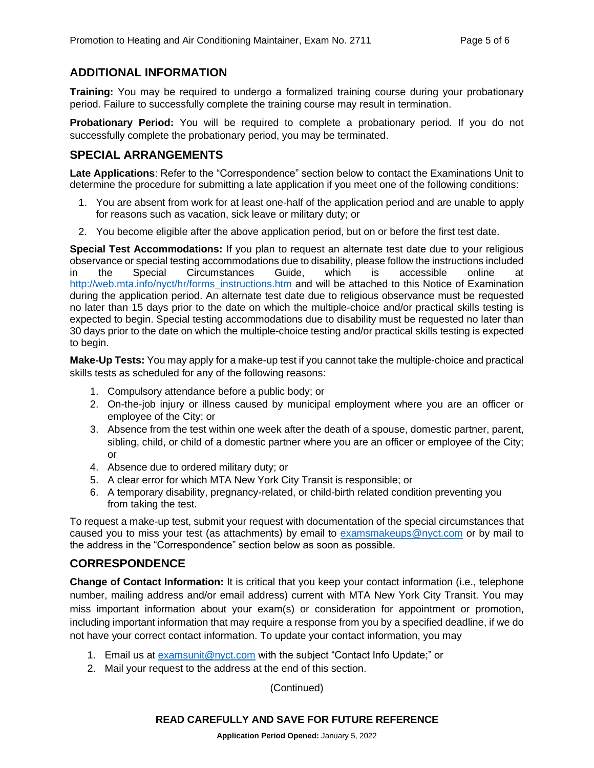## ADDITIONAL INFORMATION

**Training:** You may be required to undergo a formalized training course during your probationary period. Failure to successfully complete the training course may result in termination.

**Probationary Period:** You will be required to complete a probationary period. If you do not successfully complete the probationary period, you may be terminated.

## SPECIAL ARRANGEMENTS

**Late Applications**: Refer to the "Correspondence" section below to contact the Examinations Unit to determine the procedure for submitting a late application if you meet one of the following conditions:

1. You are absent from work for at least one-half of the application period and are unable to apply for reasons such as vacation, sick leave or military duty; or
2. You become eligible after the above application period, but on or before the first test date.

**Special Test Accommodations:** If you plan to request an alternate test date due to your religious observance or special testing accommodations due to disability, please follow the instructions included in the Special Circumstances Guide, which is accessible online at http://web.mta.info/nyct/hr/forms_instructions.htm and will be attached to this Notice of Examination during the application period. An alternate test date due to religious observance must be requested no later than 15 days prior to the date on which the multiple-choice and/or practical skills testing is expected to begin. Special testing accommodations due to disability must be requested no later than 30 days prior to the date on which the multiple-choice testing and/or practical skills testing is expected to begin.

**Make-Up Tests:** You may apply for a make-up test if you cannot take the multiple-choice and practical skills tests as scheduled for any of the following reasons:

1. Compulsory attendance before a public body; or
2. On-the-job injury or illness caused by municipal employment where you are an officer or employee of the City; or
3. Absence from the test within one week after the death of a spouse, domestic partner, parent, sibling, child, or child of a domestic partner where you are an officer or employee of the City; or
4. Absence due to ordered military duty; or
5. A clear error for which MTA New York City Transit is responsible; or
6. A temporary disability, pregnancy-related, or child-birth related condition preventing you from taking the test.

To request a make-up test, submit your request with documentation of the special circumstances that caused you to miss your test (as attachments) by email to examsmakeups@nyct.com or by mail to the address in the "Correspondence" section below as soon as possible.

## CORRESPONDENCE

**Change of Contact Information:** It is critical that you keep your contact information (i.e., telephone number, mailing address and/or email address) current with MTA New York City Transit. You may miss important information about your exam(s) or consideration for appointment or promotion, including important information that may require a response from you by a specified deadline, if we do not have your correct contact information. To update your contact information, you may

1. Email us at examsunit@nyct.com with the subject "Contact Info Update;" or
2. Mail your request to the address at the end of this section.

(Continued)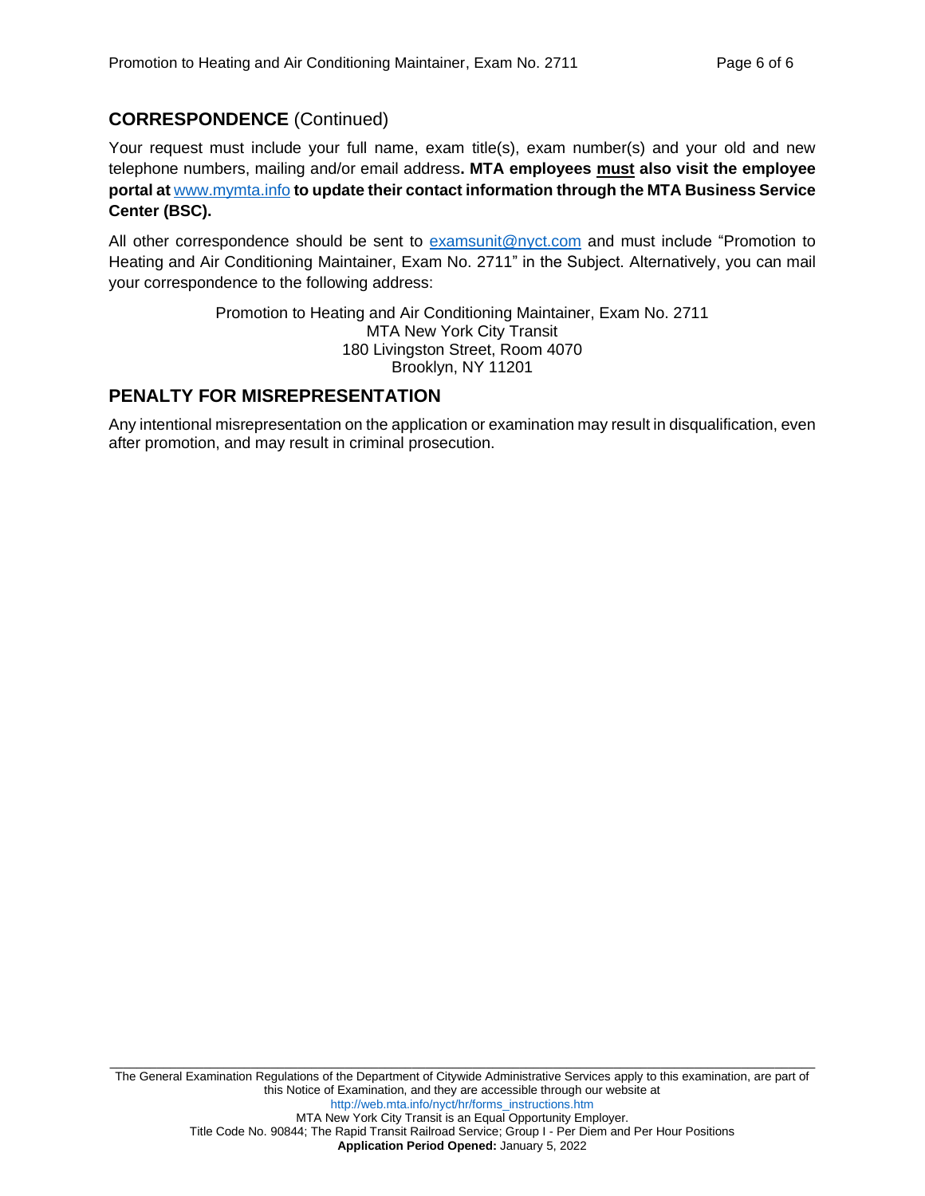## CORRESPONDENCE (Continued)

Your request must include your full name, exam title(s), exam number(s) and your old and new telephone numbers, mailing and/or email address**. MTA employees must also visit the employee portal at** www.mymta.info **to update their contact information through the MTA Business Service Center (BSC).**

All other correspondence should be sent to examsunit@nyct.com and must include "Promotion to Heating and Air Conditioning Maintainer, Exam No. 2711" in the Subject. Alternatively, you can mail your correspondence to the following address:

Promotion to Heating and Air Conditioning Maintainer, Exam No. 2711
MTA New York City Transit
180 Livingston Street, Room 4070
Brooklyn, NY 11201

## PENALTY FOR MISREPRESENTATION

Any intentional misrepresentation on the application or examination may result in disqualification, even after promotion, and may result in criminal prosecution.

The General Examination Regulations of the Department of Citywide Administrative Services apply to this examination, are part of this Notice of Examination, and they are accessible through our website at http://web.mta.info/nyct/hr/forms_instructions.htm
MTA New York City Transit is an Equal Opportunity Employer.
Title Code No. 90844; The Rapid Transit Railroad Service; Group I - Per Diem and Per Hour Positions
**Application Period Opened:** January 5, 2022